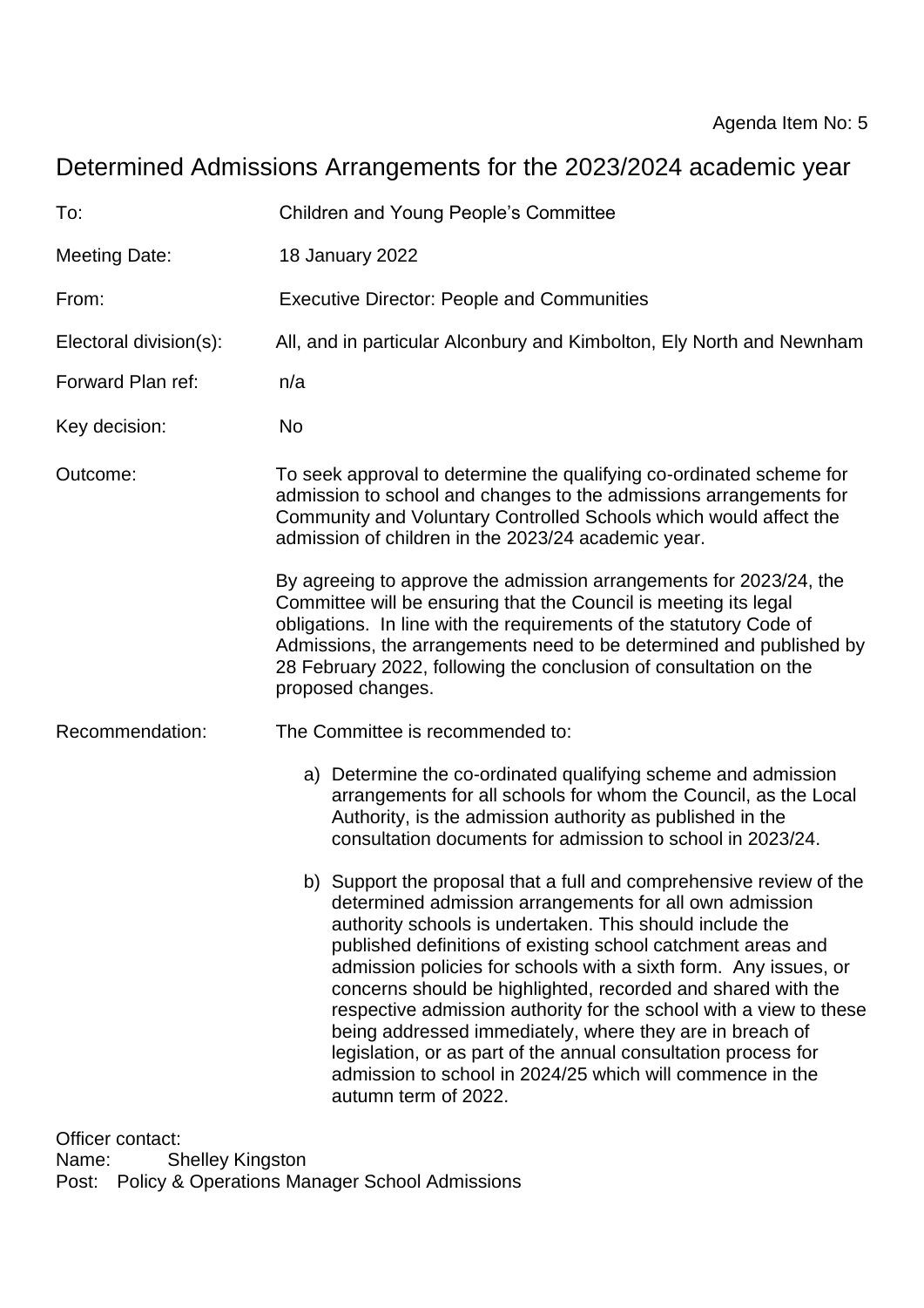Agenda Item No: 5

# Determined Admissions Arrangements for the 2023/2024 academic year

| | |
|---|---|
| To: | Children and Young People's Committee |
| Meeting Date: | 18 January 2022 |
| From: | Executive Director: People and Communities |
| Electoral division(s): | All, and in particular Alconbury and Kimbolton, Ely North and Newnham |
| Forward Plan ref: | n/a |
| Key decision: | No |

Outcome: To seek approval to determine the qualifying co-ordinated scheme for admission to school and changes to the admissions arrangements for Community and Voluntary Controlled Schools which would affect the admission of children in the 2023/24 academic year.

By agreeing to approve the admission arrangements for 2023/24, the Committee will be ensuring that the Council is meeting its legal obligations. In line with the requirements of the statutory Code of Admissions, the arrangements need to be determined and published by 28 February 2022, following the conclusion of consultation on the proposed changes.

Recommendation: The Committee is recommended to:

a) Determine the co-ordinated qualifying scheme and admission arrangements for all schools for whom the Council, as the Local Authority, is the admission authority as published in the consultation documents for admission to school in 2023/24.

b) Support the proposal that a full and comprehensive review of the determined admission arrangements for all own admission authority schools is undertaken. This should include the published definitions of existing school catchment areas and admission policies for schools with a sixth form. Any issues, or concerns should be highlighted, recorded and shared with the respective admission authority for the school with a view to these being addressed immediately, where they are in breach of legislation, or as part of the annual consultation process for admission to school in 2024/25 which will commence in the autumn term of 2022.

Officer contact:
Name: Shelley Kingston
Post: Policy & Operations Manager School Admissions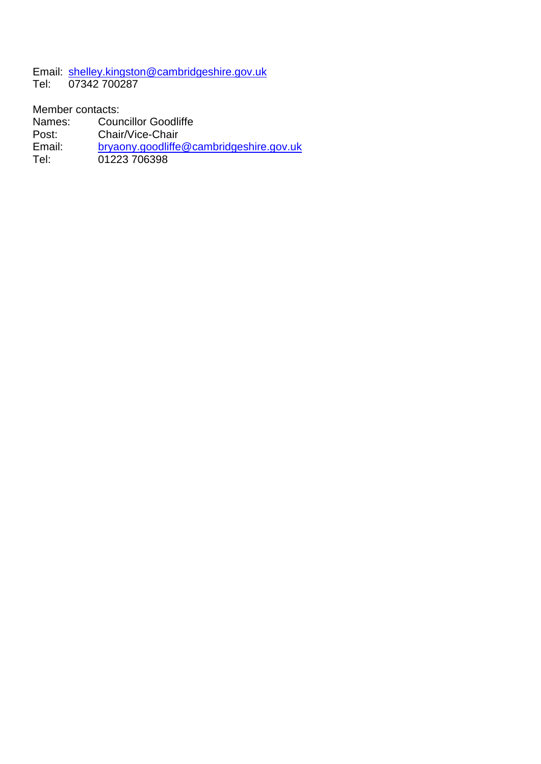Email: shelley.kingston@cambridgeshire.gov.uk
Tel: 07342 700287

Member contacts:
Names: Councillor Goodliffe
Post: Chair/Vice-Chair
Email: bryaony.goodliffe@cambridgeshire.gov.uk
Tel: 01223 706398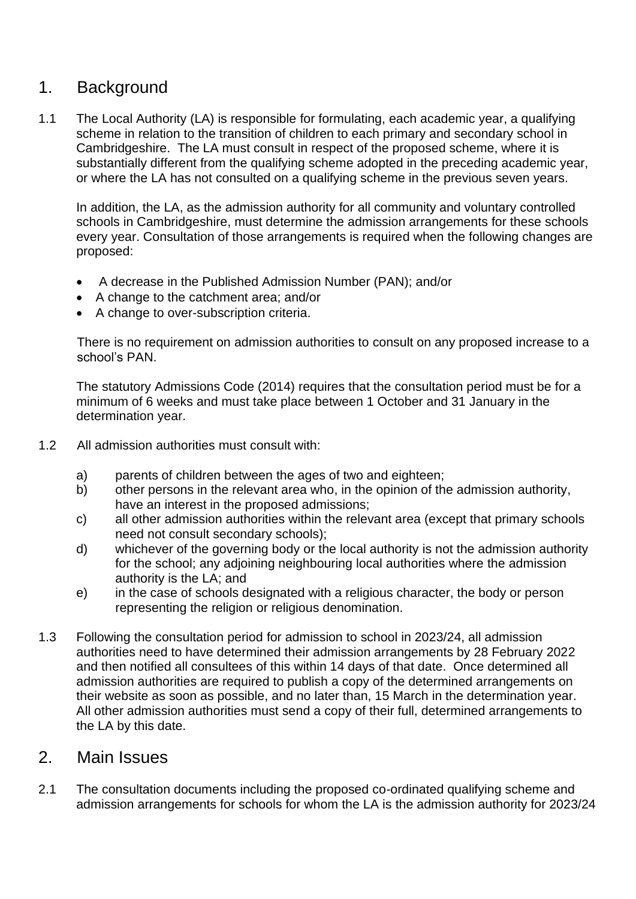## 1. Background

1.1 The Local Authority (LA) is responsible for formulating, each academic year, a qualifying scheme in relation to the transition of children to each primary and secondary school in Cambridgeshire. The LA must consult in respect of the proposed scheme, where it is substantially different from the qualifying scheme adopted in the preceding academic year, or where the LA has not consulted on a qualifying scheme in the previous seven years.

In addition, the LA, as the admission authority for all community and voluntary controlled schools in Cambridgeshire, must determine the admission arrangements for these schools every year. Consultation of those arrangements is required when the following changes are proposed:

- A decrease in the Published Admission Number (PAN); and/or
- A change to the catchment area; and/or
- A change to over-subscription criteria.

There is no requirement on admission authorities to consult on any proposed increase to a school's PAN.

The statutory Admissions Code (2014) requires that the consultation period must be for a minimum of 6 weeks and must take place between 1 October and 31 January in the determination year.

1.2 All admission authorities must consult with:

a) parents of children between the ages of two and eighteen;
b) other persons in the relevant area who, in the opinion of the admission authority, have an interest in the proposed admissions;
c) all other admission authorities within the relevant area (except that primary schools need not consult secondary schools);
d) whichever of the governing body or the local authority is not the admission authority for the school; any adjoining neighbouring local authorities where the admission authority is the LA; and
e) in the case of schools designated with a religious character, the body or person representing the religion or religious denomination.

1.3 Following the consultation period for admission to school in 2023/24, all admission authorities need to have determined their admission arrangements by 28 February 2022 and then notified all consultees of this within 14 days of that date. Once determined all admission authorities are required to publish a copy of the determined arrangements on their website as soon as possible, and no later than, 15 March in the determination year. All other admission authorities must send a copy of their full, determined arrangements to the LA by this date.

## 2. Main Issues

2.1 The consultation documents including the proposed co-ordinated qualifying scheme and admission arrangements for schools for whom the LA is the admission authority for 2023/24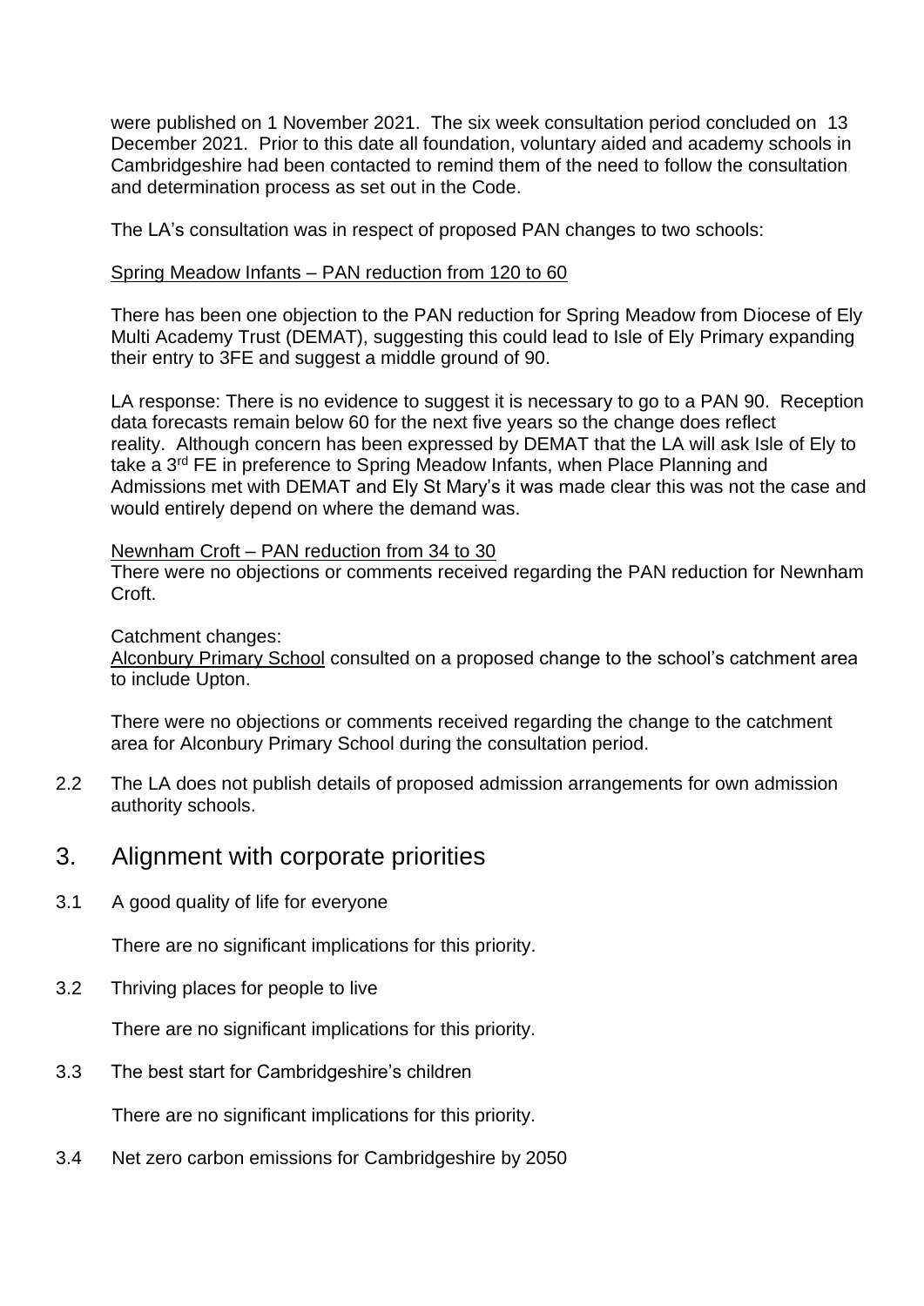were published on 1 November 2021. The six week consultation period concluded on 13 December 2021. Prior to this date all foundation, voluntary aided and academy schools in Cambridgeshire had been contacted to remind them of the need to follow the consultation and determination process as set out in the Code.

The LA's consultation was in respect of proposed PAN changes to two schools:

Spring Meadow Infants – PAN reduction from 120 to 60

There has been one objection to the PAN reduction for Spring Meadow from Diocese of Ely Multi Academy Trust (DEMAT), suggesting this could lead to Isle of Ely Primary expanding their entry to 3FE and suggest a middle ground of 90.

LA response: There is no evidence to suggest it is necessary to go to a PAN 90. Reception data forecasts remain below 60 for the next five years so the change does reflect reality. Although concern has been expressed by DEMAT that the LA will ask Isle of Ely to take a 3rd FE in preference to Spring Meadow Infants, when Place Planning and Admissions met with DEMAT and Ely St Mary's it was made clear this was not the case and would entirely depend on where the demand was.

Newnham Croft – PAN reduction from 34 to 30

There were no objections or comments received regarding the PAN reduction for Newnham Croft.

Catchment changes:

Alconbury Primary School consulted on a proposed change to the school's catchment area to include Upton.

There were no objections or comments received regarding the change to the catchment area for Alconbury Primary School during the consultation period.

2.2 The LA does not publish details of proposed admission arrangements for own admission authority schools.

## 3. Alignment with corporate priorities

3.1 A good quality of life for everyone

There are no significant implications for this priority.

3.2 Thriving places for people to live

There are no significant implications for this priority.

3.3 The best start for Cambridgeshire's children

There are no significant implications for this priority.

3.4 Net zero carbon emissions for Cambridgeshire by 2050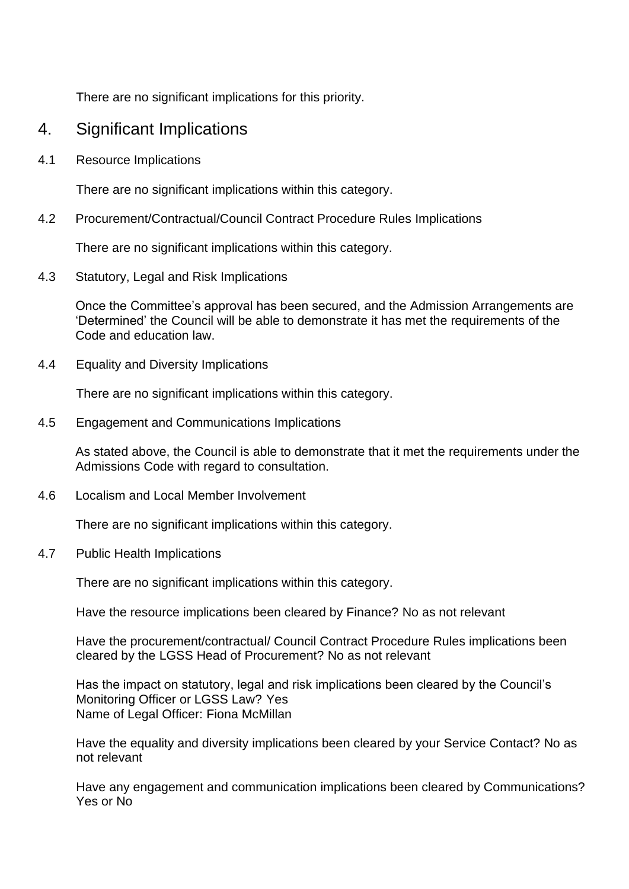There are no significant implications for this priority.

## 4. Significant Implications

### 4.1 Resource Implications

There are no significant implications within this category.

### 4.2 Procurement/Contractual/Council Contract Procedure Rules Implications

There are no significant implications within this category.

### 4.3 Statutory, Legal and Risk Implications

Once the Committee's approval has been secured, and the Admission Arrangements are 'Determined' the Council will be able to demonstrate it has met the requirements of the Code and education law.

### 4.4 Equality and Diversity Implications

There are no significant implications within this category.

### 4.5 Engagement and Communications Implications

As stated above, the Council is able to demonstrate that it met the requirements under the Admissions Code with regard to consultation.

### 4.6 Localism and Local Member Involvement

There are no significant implications within this category.

### 4.7 Public Health Implications

There are no significant implications within this category.

Have the resource implications been cleared by Finance? No as not relevant

Have the procurement/contractual/ Council Contract Procedure Rules implications been cleared by the LGSS Head of Procurement? No as not relevant

Has the impact on statutory, legal and risk implications been cleared by the Council's Monitoring Officer or LGSS Law? Yes
Name of Legal Officer: Fiona McMillan

Have the equality and diversity implications been cleared by your Service Contact? No as not relevant

Have any engagement and communication implications been cleared by Communications? Yes or No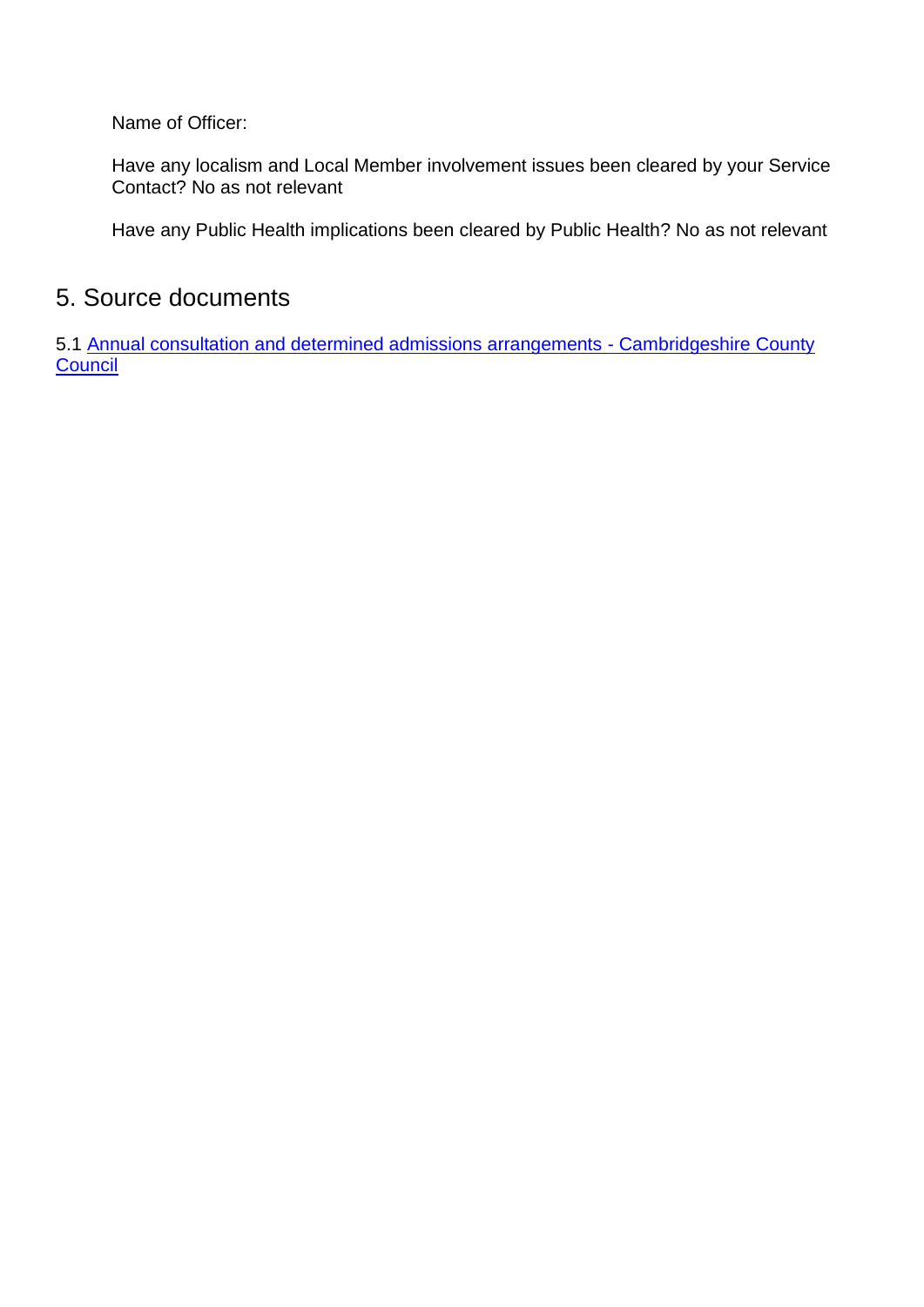Name of Officer:

Have any localism and Local Member involvement issues been cleared by your Service Contact? No as not relevant

Have any Public Health implications been cleared by Public Health? No as not relevant

## 5. Source documents

5.1 Annual consultation and determined admissions arrangements - Cambridgeshire County Council